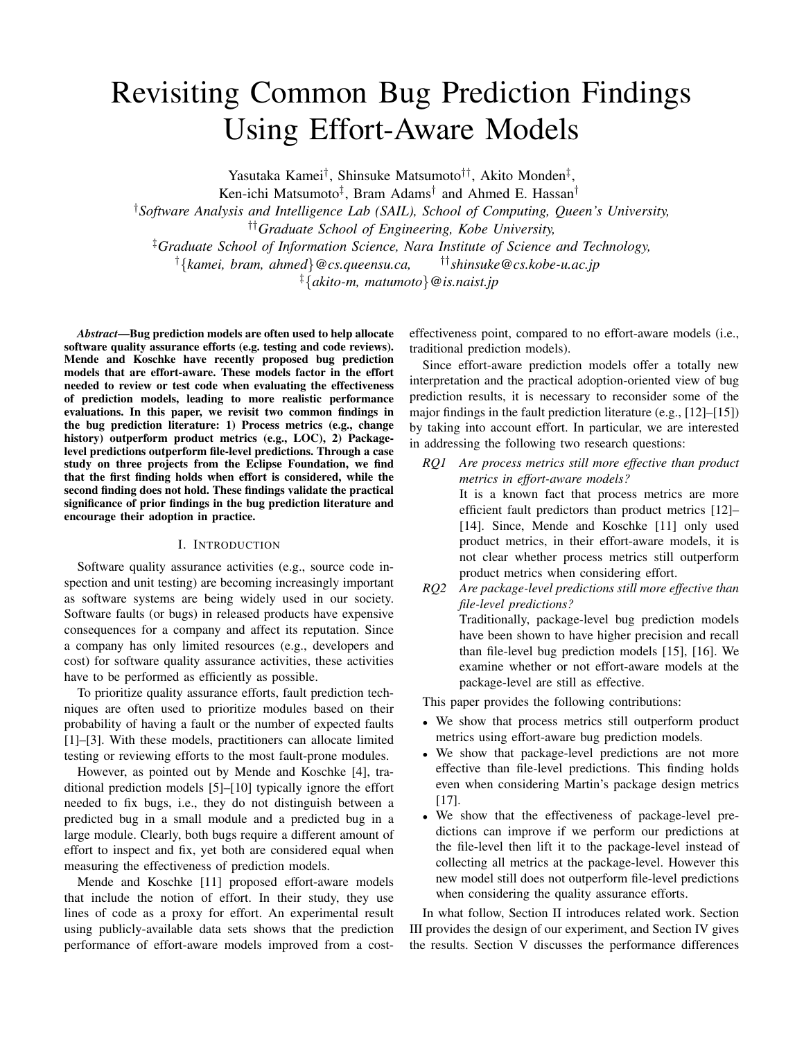# Revisiting Common Bug Prediction Findings Using Effort-Aware Models

Yasutaka Kamei[†], Shinsuke Matsumoto[††], Akito Monden[‡], Ken-ichi Matsumoto[‡], Bram Adams[†] and Ahmed E. Hassan[†]

[†]*Software Analysis and Intelligence Lab (SAIL), School of Computing, Queen's University,*

[††]*Graduate School of Engineering, Kobe University,*

[‡]*Graduate School of Information Science, Nara Institute of Science and Technology,*

[†]{*kamei, bram, ahmed*}*@cs.queensu.ca,* [††]*shinsuke@cs.kobe-u.ac.jp*

[‡]{*akito-m, matumoto*}*@is.naist.jp*

***Abstract*—Bug prediction models are often used to help allocate software quality assurance efforts (e.g. testing and code reviews). Mende and Koschke have recently proposed bug prediction models that are effort-aware. These models factor in the effort needed to review or test code when evaluating the effectiveness of prediction models, leading to more realistic performance evaluations. In this paper, we revisit two common findings in the bug prediction literature: 1) Process metrics (e.g., change history) outperform product metrics (e.g., LOC), 2) Package-level predictions outperform file-level predictions. Through a case study on three projects from the Eclipse Foundation, we find that the first finding holds when effort is considered, while the second finding does not hold. These findings validate the practical significance of prior findings in the bug prediction literature and encourage their adoption in practice.**

## I. Introduction

Software quality assurance activities (e.g., source code inspection and unit testing) are becoming increasingly important as software systems are being widely used in our society. Software faults (or bugs) in released products have expensive consequences for a company and affect its reputation. Since a company has only limited resources (e.g., developers and cost) for software quality assurance activities, these activities have to be performed as efficiently as possible.

To prioritize quality assurance efforts, fault prediction techniques are often used to prioritize modules based on their probability of having a fault or the number of expected faults [1]–[3]. With these models, practitioners can allocate limited testing or reviewing efforts to the most fault-prone modules.

However, as pointed out by Mende and Koschke [4], traditional prediction models [5]–[10] typically ignore the effort needed to fix bugs, i.e., they do not distinguish between a predicted bug in a small module and a predicted bug in a large module. Clearly, both bugs require a different amount of effort to inspect and fix, yet both are considered equal when measuring the effectiveness of prediction models.

Mende and Koschke [11] proposed effort-aware models that include the notion of effort. In their study, they use lines of code as a proxy for effort. An experimental result using publicly-available data sets shows that the prediction performance of effort-aware models improved from a cost-effectiveness point, compared to no effort-aware models (i.e., traditional prediction models).

Since effort-aware prediction models offer a totally new interpretation and the practical adoption-oriented view of bug prediction results, it is necessary to reconsider some of the major findings in the fault prediction literature (e.g., [12]–[15]) by taking into account effort. In particular, we are interested in addressing the following two research questions:

- *RQ1 Are process metrics still more effective than product metrics in effort-aware models?*
  It is a known fact that process metrics are more efficient fault predictors than product metrics [12]–[14]. Since, Mende and Koschke [11] only used product metrics, in their effort-aware models, it is not clear whether process metrics still outperform product metrics when considering effort.
- *RQ2 Are package-level predictions still more effective than file-level predictions?*
  Traditionally, package-level bug prediction models have been shown to have higher precision and recall than file-level bug prediction models [15], [16]. We examine whether or not effort-aware models at the package-level are still as effective.

This paper provides the following contributions:

- We show that process metrics still outperform product metrics using effort-aware bug prediction models.
- We show that package-level predictions are not more effective than file-level predictions. This finding holds even when considering Martin's package design metrics [17].
- We show that the effectiveness of package-level predictions can improve if we perform our predictions at the file-level then lift it to the package-level instead of collecting all metrics at the package-level. However this new model still does not outperform file-level predictions when considering the quality assurance efforts.

In what follow, Section II introduces related work. Section III provides the design of our experiment, and Section IV gives the results. Section V discusses the performance differences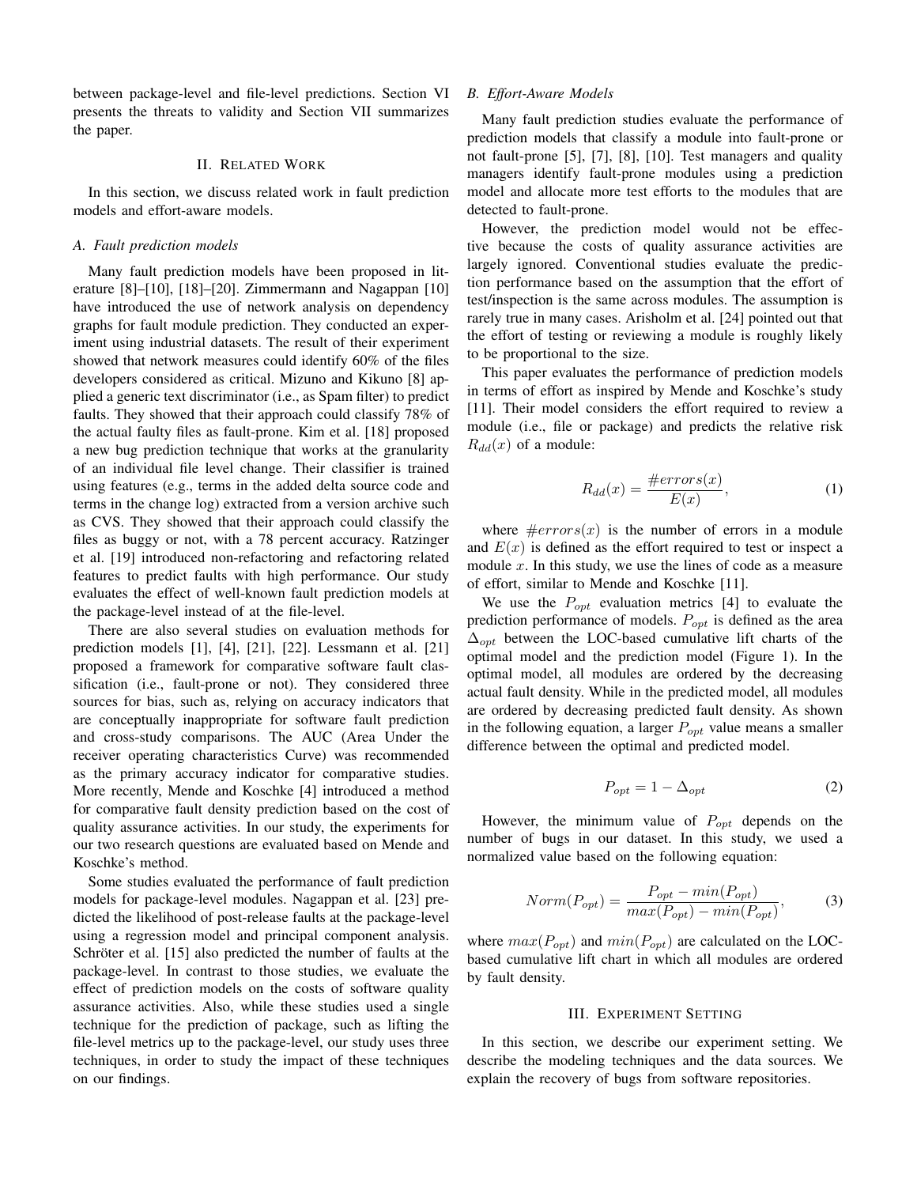between package-level and file-level predictions. Section VI presents the threats to validity and Section VII summarizes the paper.

## II. Related Work

In this section, we discuss related work in fault prediction models and effort-aware models.

### *A. Fault prediction models*

Many fault prediction models have been proposed in literature [8]–[10], [18]–[20]. Zimmermann and Nagappan [10] have introduced the use of network analysis on dependency graphs for fault module prediction. They conducted an experiment using industrial datasets. The result of their experiment showed that network measures could identify 60% of the files developers considered as critical. Mizuno and Kikuno [8] applied a generic text discriminator (i.e., as Spam filter) to predict faults. They showed that their approach could classify 78% of the actual faulty files as fault-prone. Kim et al. [18] proposed a new bug prediction technique that works at the granularity of an individual file level change. Their classifier is trained using features (e.g., terms in the added delta source code and terms in the change log) extracted from a version archive such as CVS. They showed that their approach could classify the files as buggy or not, with a 78 percent accuracy. Ratzinger et al. [19] introduced non-refactoring and refactoring related features to predict faults with high performance. Our study evaluates the effect of well-known fault prediction models at the package-level instead of at the file-level.

There are also several studies on evaluation methods for prediction models [1], [4], [21], [22]. Lessmann et al. [21] proposed a framework for comparative software fault classification (i.e., fault-prone or not). They considered three sources for bias, such as, relying on accuracy indicators that are conceptually inappropriate for software fault prediction and cross-study comparisons. The AUC (Area Under the receiver operating characteristics Curve) was recommended as the primary accuracy indicator for comparative studies. More recently, Mende and Koschke [4] introduced a method for comparative fault density prediction based on the cost of quality assurance activities. In our study, the experiments for our two research questions are evaluated based on Mende and Koschke's method.

Some studies evaluated the performance of fault prediction models for package-level modules. Nagappan et al. [23] predicted the likelihood of post-release faults at the package-level using a regression model and principal component analysis. Schröter et al. [15] also predicted the number of faults at the package-level. In contrast to those studies, we evaluate the effect of prediction models on the costs of software quality assurance activities. Also, while these studies used a single technique for the prediction of package, such as lifting the file-level metrics up to the package-level, our study uses three techniques, in order to study the impact of these techniques on our findings.

### *B. Effort-Aware Models*

Many fault prediction studies evaluate the performance of prediction models that classify a module into fault-prone or not fault-prone [5], [7], [8], [10]. Test managers and quality managers identify fault-prone modules using a prediction model and allocate more test efforts to the modules that are detected to fault-prone.

However, the prediction model would not be effective because the costs of quality assurance activities are largely ignored. Conventional studies evaluate the prediction performance based on the assumption that the effort of test/inspection is the same across modules. The assumption is rarely true in many cases. Arisholm et al. [24] pointed out that the effort of testing or reviewing a module is roughly likely to be proportional to the size.

This paper evaluates the performance of prediction models in terms of effort as inspired by Mende and Koschke's study [11]. Their model considers the effort required to review a module (i.e., file or package) and predicts the relative risk $R_{dd}(x)$ of a module:

$$R_{dd}(x) = \frac{\#errors(x)}{E(x)}, \tag{1}$$

where $\#errors(x)$ is the number of errors in a module and $E(x)$ is defined as the effort required to test or inspect a module $x$. In this study, we use the lines of code as a measure of effort, similar to Mende and Koschke [11].

We use the $P_{opt}$ evaluation metrics [4] to evaluate the prediction performance of models. $P_{opt}$ is defined as the area $\Delta_{opt}$ between the LOC-based cumulative lift charts of the optimal model and the prediction model (Figure 1). In the optimal model, all modules are ordered by the decreasing actual fault density. While in the predicted model, all modules are ordered by decreasing predicted fault density. As shown in the following equation, a larger $P_{opt}$ value means a smaller difference between the optimal and predicted model.

$$P_{opt} = 1 - \Delta_{opt} \tag{2}$$

However, the minimum value of $P_{opt}$ depends on the number of bugs in our dataset. In this study, we used a normalized value based on the following equation:

$$Norm(P_{opt}) = \frac{P_{opt} - min(P_{opt})}{max(P_{opt}) - min(P_{opt})}, \tag{3}$$

where $max(P_{opt})$ and $min(P_{opt})$ are calculated on the LOC-based cumulative lift chart in which all modules are ordered by fault density.

## III. Experiment Setting

In this section, we describe our experiment setting. We describe the modeling techniques and the data sources. We explain the recovery of bugs from software repositories.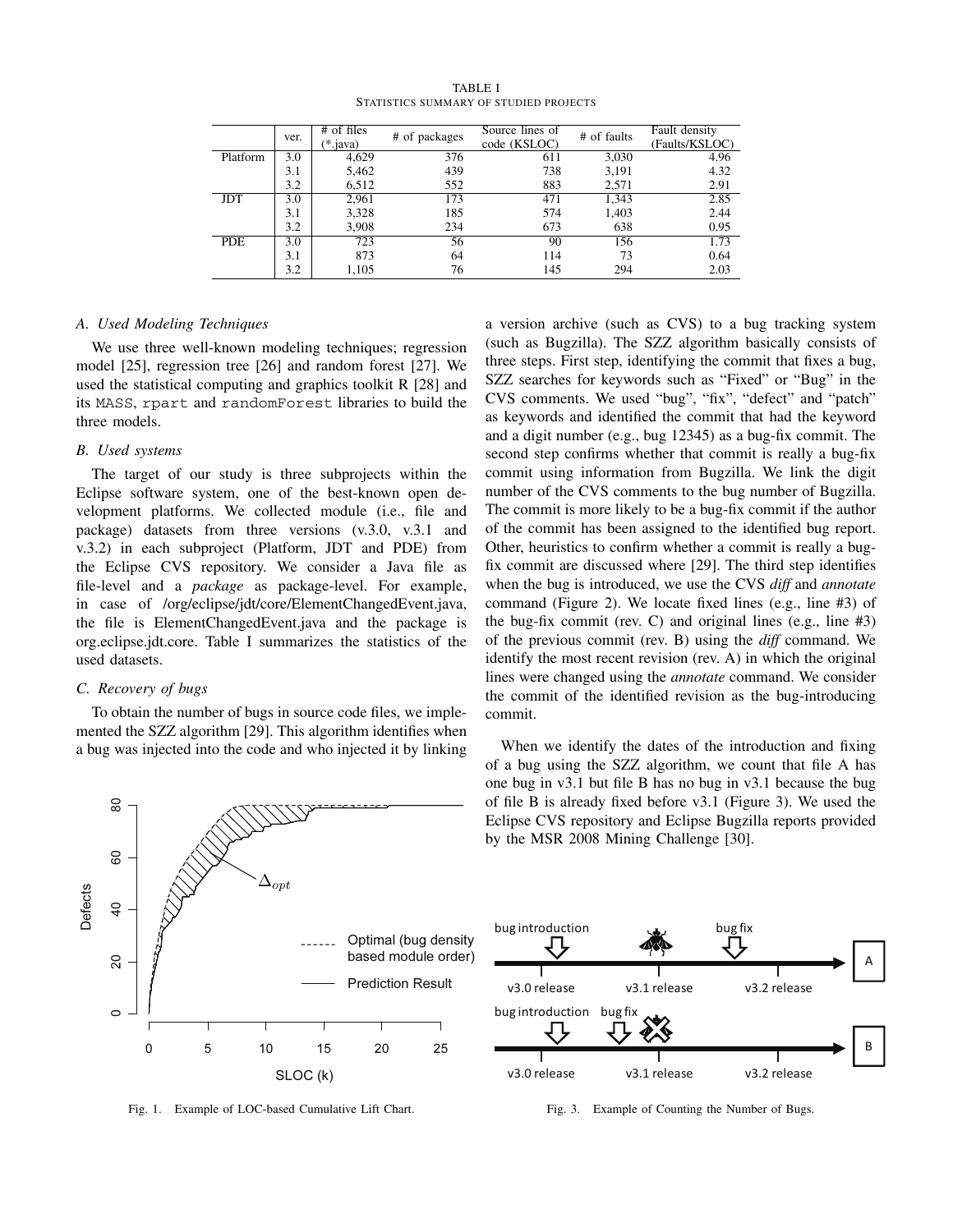TABLE I
STATISTICS SUMMARY OF STUDIED PROJECTS

| | ver. | # of files (*.java) | # of packages | Source lines of code (KSLOC) | # of faults | Fault density (Faults/KSLOC) |
|---|---|---|---|---|---|---|
| Platform | 3.0 | 4,629 | 376 | 611 | 3,030 | 4.96 |
| | 3.1 | 5,462 | 439 | 738 | 3,191 | 4.32 |
| | 3.2 | 6,512 | 552 | 883 | 2,571 | 2.91 |
| JDT | 3.0 | 2,961 | 173 | 471 | 1,343 | 2.85 |
| | 3.1 | 3,328 | 185 | 574 | 1,403 | 2.44 |
| | 3.2 | 3,908 | 234 | 673 | 638 | 0.95 |
| PDE | 3.0 | 723 | 56 | 90 | 156 | 1.73 |
| | 3.1 | 873 | 64 | 114 | 73 | 0.64 |
| | 3.2 | 1,105 | 76 | 145 | 294 | 2.03 |

### A. Used Modeling Techniques

We use three well-known modeling techniques; regression model [25], regression tree [26] and random forest [27]. We used the statistical computing and graphics toolkit R [28] and its MASS, rpart and randomForest libraries to build the three models.

### B. Used systems

The target of our study is three subprojects within the Eclipse software system, one of the best-known open development platforms. We collected module (i.e., file and package) datasets from three versions (v.3.0, v.3.1 and v.3.2) in each subproject (Platform, JDT and PDE) from the Eclipse CVS repository. We consider a Java file as file-level and a *package* as package-level. For example, in case of /org/eclipse/jdt/core/ElementChangedEvent.java, the file is ElementChangedEvent.java and the package is org.eclipse.jdt.core. Table I summarizes the statistics of the used datasets.

### C. Recovery of bugs

To obtain the number of bugs in source code files, we implemented the SZZ algorithm [29]. This algorithm identifies when a bug was injected into the code and who injected it by linking a version archive (such as CVS) to a bug tracking system (such as Bugzilla). The SZZ algorithm basically consists of three steps. First step, identifying the commit that fixes a bug, SZZ searches for keywords such as "Fixed" or "Bug" in the CVS comments. We used "bug", "fix", "defect" and "patch" as keywords and identified the commit that had the keyword and a digit number (e.g., bug 12345) as a bug-fix commit. The second step confirms whether that commit is really a bug-fix commit using information from Bugzilla. We link the digit number of the CVS comments to the bug number of Bugzilla. The commit is more likely to be a bug-fix commit if the author of the commit has been assigned to the identified bug report. Other, heuristics to confirm whether a commit is really a bug-fix commit are discussed where [29]. The third step identifies when the bug is introduced, we use the CVS *diff* and *annotate* command (Figure 2). We locate fixed lines (e.g., line #3) of the bug-fix commit (rev. C) and original lines (e.g., line #3) of the previous commit (rev. B) using the *diff* command. We identify the most recent revision (rev. A) in which the original lines were changed using the *annotate* command. We consider the commit of the identified revision as the bug-introducing commit.

When we identify the dates of the introduction and fixing of a bug using the SZZ algorithm, we count that file A has one bug in v3.1 but file B has no bug in v3.1 because the bug of file B is already fixed before v3.1 (Figure 3). We used the Eclipse CVS repository and Eclipse Bugzilla reports provided by the MSR 2008 Mining Challenge [30].

Fig. 1. Example of LOC-based Cumulative Lift Chart.

Fig. 3. Example of Counting the Number of Bugs.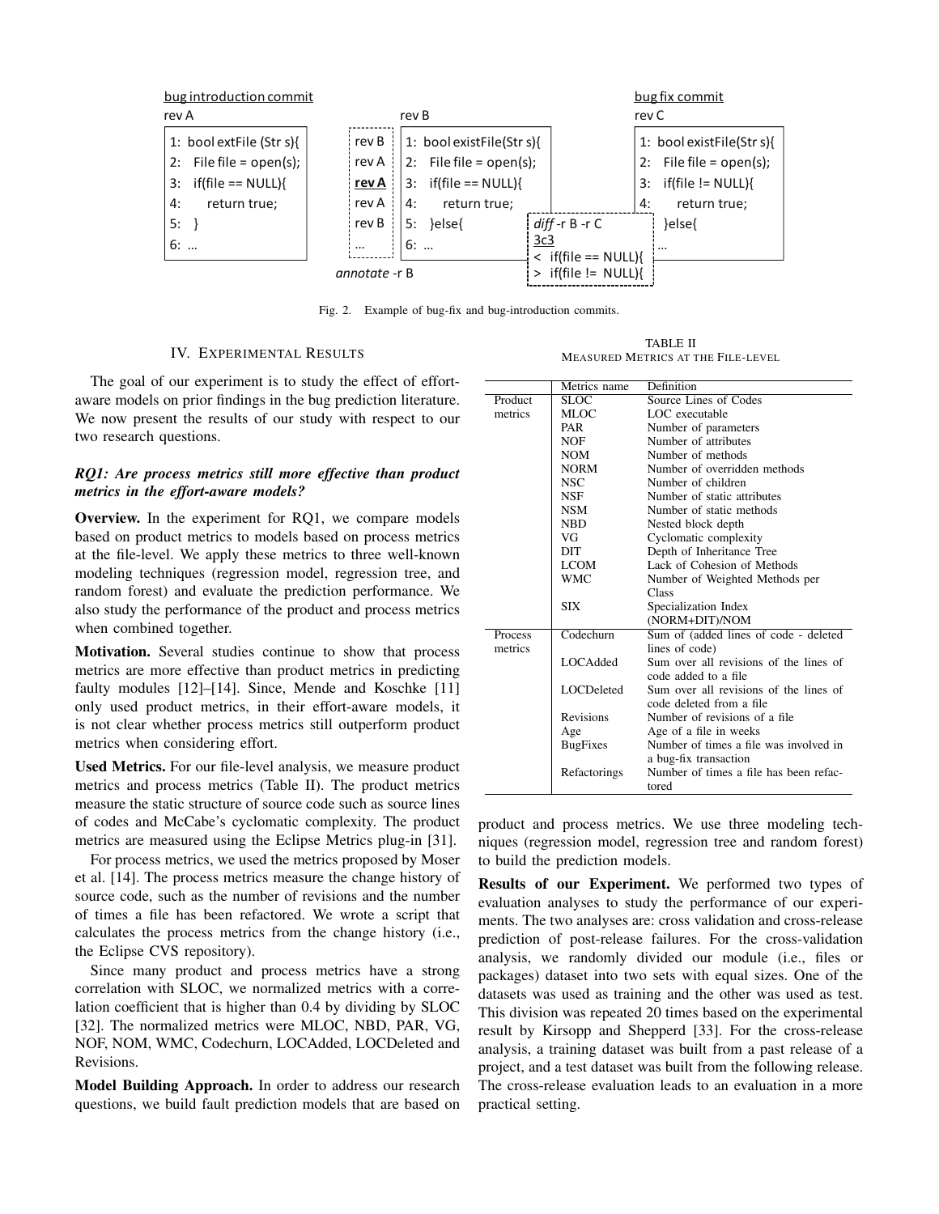Fig. 2. Example of bug-fix and bug-introduction commits.

## IV. Experimental Results

The goal of our experiment is to study the effect of effort-aware models on prior findings in the bug prediction literature. We now present the results of our study with respect to our two research questions.

### *RQ1: Are process metrics still more effective than product metrics in the effort-aware models?*

**Overview.** In the experiment for RQ1, we compare models based on product metrics to models based on process metrics at the file-level. We apply these metrics to three well-known modeling techniques (regression model, regression tree, and random forest) and evaluate the prediction performance. We also study the performance of the product and process metrics when combined together.

**Motivation.** Several studies continue to show that process metrics are more effective than product metrics in predicting faulty modules [12]–[14]. Since, Mende and Koschke [11] only used product metrics, in their effort-aware models, it is not clear whether process metrics still outperform product metrics when considering effort.

**Used Metrics.** For our file-level analysis, we measure product metrics and process metrics (Table II). The product metrics measure the static structure of source code such as source lines of codes and McCabe's cyclomatic complexity. The product metrics are measured using the Eclipse Metrics plug-in [31].

For process metrics, we used the metrics proposed by Moser et al. [14]. The process metrics measure the change history of source code, such as the number of revisions and the number of times a file has been refactored. We wrote a script that calculates the process metrics from the change history (i.e., the Eclipse CVS repository).

Since many product and process metrics have a strong correlation with SLOC, we normalized metrics with a correlation coefficient that is higher than 0.4 by dividing by SLOC [32]. The normalized metrics were MLOC, NBD, PAR, VG, NOF, NOM, WMC, Codechurn, LOCAdded, LOCDeleted and Revisions.

**Model Building Approach.** In order to address our research questions, we build fault prediction models that are based on product and process metrics. We use three modeling techniques (regression model, regression tree and random forest) to build the prediction models.

TABLE II
MEASURED METRICS AT THE FILE-LEVEL

| | Metrics name | Definition |
|---|---|---|
| Product metrics | SLOC | Source Lines of Codes |
| | MLOC | LOC executable |
| | PAR | Number of parameters |
| | NOF | Number of attributes |
| | NOM | Number of methods |
| | NORM | Number of overridden methods |
| | NSC | Number of children |
| | NSF | Number of static attributes |
| | NSM | Number of static methods |
| | NBD | Nested block depth |
| | VG | Cyclomatic complexity |
| | DIT | Depth of Inheritance Tree |
| | LCOM | Lack of Cohesion of Methods |
| | WMC | Number of Weighted Methods per Class |
| | SIX | Specialization Index (NORM+DIT)/NOM |
| Process metrics | Codechurn | Sum of (added lines of code - deleted lines of code) |
| | LOCAdded | Sum over all revisions of the lines of code added to a file |
| | LOCDeleted | Sum over all revisions of the lines of code deleted from a file |
| | Revisions | Number of revisions of a file |
| | Age | Age of a file in weeks |
| | BugFixes | Number of times a file was involved in a bug-fix transaction |
| | Refactorings | Number of times a file has been refactored |

**Results of our Experiment.** We performed two types of evaluation analyses to study the performance of our experiments. The two analyses are: cross validation and cross-release prediction of post-release failures. For the cross-validation analysis, we randomly divided our module (i.e., files or packages) dataset into two sets with equal sizes. One of the datasets was used as training and the other was used as test. This division was repeated 20 times based on the experimental result by Kirsopp and Shepperd [33]. For the cross-release analysis, a training dataset was built from a past release of a project, and a test dataset was built from the following release. The cross-release evaluation leads to an evaluation in a more practical setting.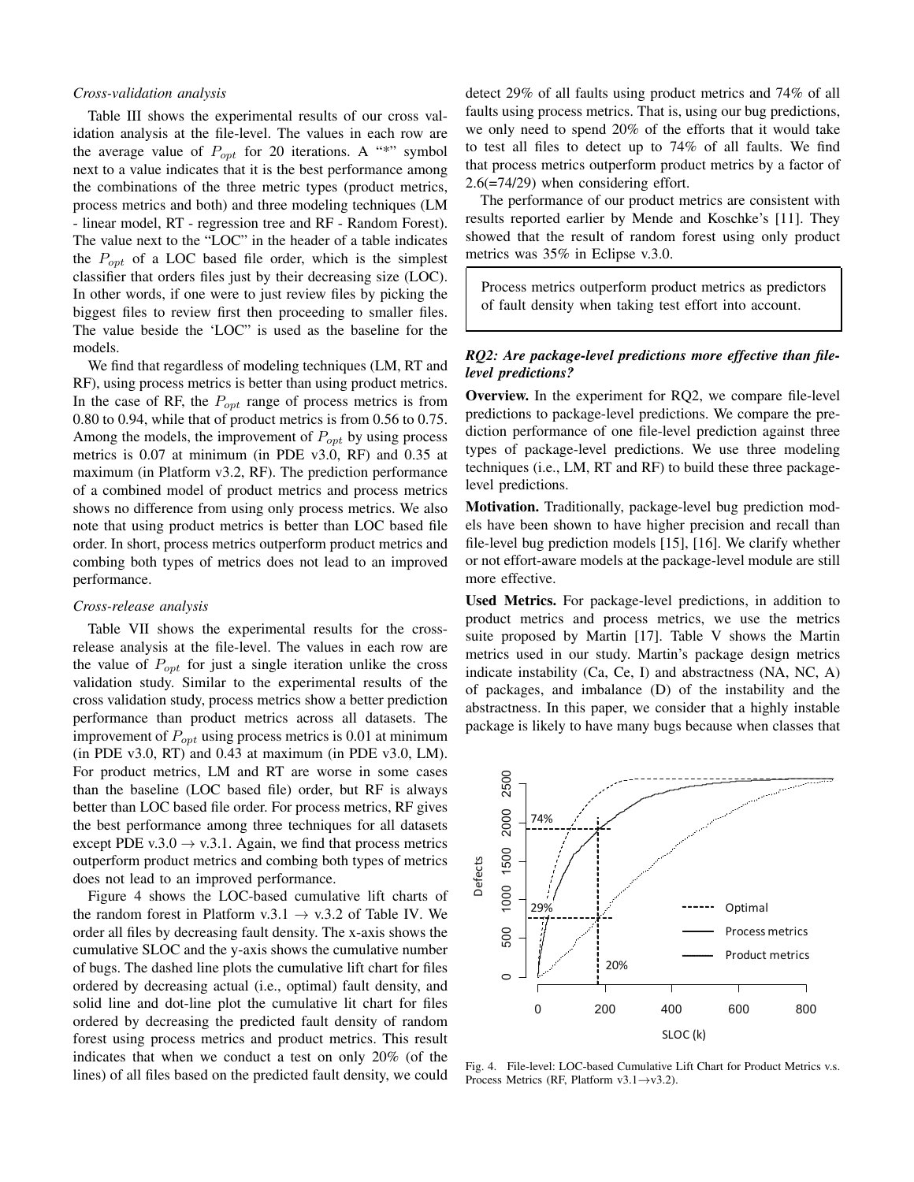*Cross-validation analysis*

Table III shows the experimental results of our cross validation analysis at the file-level. The values in each row are the average value of $P_{opt}$ for 20 iterations. A "*" symbol next to a value indicates that it is the best performance among the combinations of the three metric types (product metrics, process metrics and both) and three modeling techniques (LM - linear model, RT - regression tree and RF - Random Forest). The value next to the "LOC" in the header of a table indicates the $P_{opt}$ of a LOC based file order, which is the simplest classifier that orders files just by their decreasing size (LOC). In other words, if one were to just review files by picking the biggest files to review first then proceeding to smaller files. The value beside the 'LOC" is used as the baseline for the models.

We find that regardless of modeling techniques (LM, RT and RF), using process metrics is better than using product metrics. In the case of RF, the $P_{opt}$ range of process metrics is from 0.80 to 0.94, while that of product metrics is from 0.56 to 0.75. Among the models, the improvement of $P_{opt}$ by using process metrics is 0.07 at minimum (in PDE v3.0, RF) and 0.35 at maximum (in Platform v3.2, RF). The prediction performance of a combined model of product metrics and process metrics shows no difference from using only process metrics. We also note that using product metrics is better than LOC based file order. In short, process metrics outperform product metrics and combing both types of metrics does not lead to an improved performance.

*Cross-release analysis*

Table VII shows the experimental results for the cross-release analysis at the file-level. The values in each row are the value of $P_{opt}$ for just a single iteration unlike the cross validation study. Similar to the experimental results of the cross validation study, process metrics show a better prediction performance than product metrics across all datasets. The improvement of $P_{opt}$ using process metrics is 0.01 at minimum (in PDE v3.0, RT) and 0.43 at maximum (in PDE v3.0, LM). For product metrics, LM and RT are worse in some cases than the baseline (LOC based file) order, but RF is always better than LOC based file order. For process metrics, RF gives the best performance among three techniques for all datasets except PDE v.3.0 → v.3.1. Again, we find that process metrics outperform product metrics and combing both types of metrics does not lead to an improved performance.

Figure 4 shows the LOC-based cumulative lift charts of the random forest in Platform v.3.1 → v.3.2 of Table IV. We order all files by decreasing fault density. The x-axis shows the cumulative SLOC and the y-axis shows the cumulative number of bugs. The dashed line plots the cumulative lift chart for files ordered by decreasing actual (i.e., optimal) fault density, and solid line and dot-line plot the cumulative lit chart for files ordered by decreasing the predicted fault density of random forest using process metrics and product metrics. This result indicates that when we conduct a test on only 20% (of the lines) of all files based on the predicted fault density, we could detect 29% of all faults using product metrics and 74% of all faults using process metrics. That is, using our bug predictions, we only need to spend 20% of the efforts that it would take to test all files to detect up to 74% of all faults. We find that process metrics outperform product metrics by a factor of 2.6(=74/29) when considering effort.

The performance of our product metrics are consistent with results reported earlier by Mende and Koschke's [11]. They showed that the result of random forest using only product metrics was 35% in Eclipse v.3.0.

> Process metrics outperform product metrics as predictors of fault density when taking test effort into account.

### *RQ2: Are package-level predictions more effective than file-level predictions?*

**Overview.** In the experiment for RQ2, we compare file-level predictions to package-level predictions. We compare the prediction performance of one file-level prediction against three types of package-level predictions. We use three modeling techniques (i.e., LM, RT and RF) to build these three package-level predictions.

**Motivation.** Traditionally, package-level bug prediction models have been shown to have higher precision and recall than file-level bug prediction models [15], [16]. We clarify whether or not effort-aware models at the package-level module are still more effective.

**Used Metrics.** For package-level predictions, in addition to product metrics and process metrics, we use the metrics suite proposed by Martin [17]. Table V shows the Martin metrics used in our study. Martin's package design metrics indicate instability (Ca, Ce, I) and abstractness (NA, NC, A) of packages, and imbalance (D) of the instability and the abstractness. In this paper, we consider that a highly instable package is likely to have many bugs because when classes that

Fig. 4. File-level: LOC-based Cumulative Lift Chart for Product Metrics v.s. Process Metrics (RF, Platform v3.1→v3.2).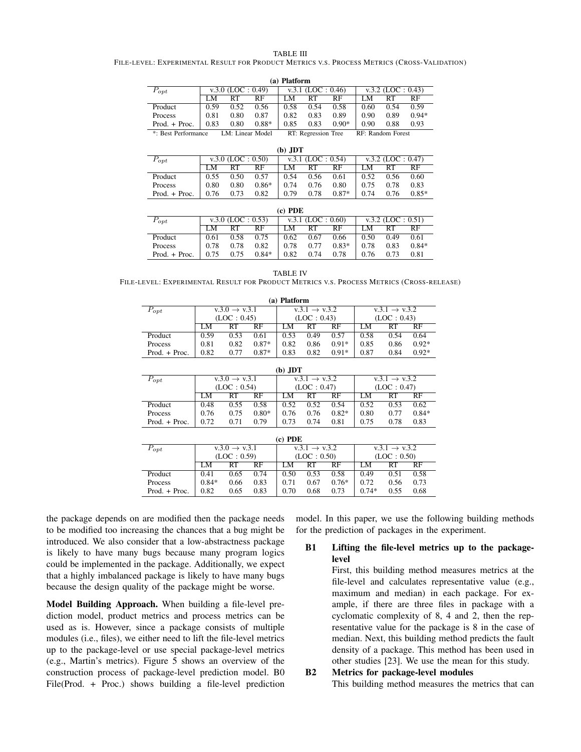TABLE III
FILE-LEVEL: EXPERIMENTAL RESULT FOR PRODUCT METRICS V.S. PROCESS METRICS (CROSS-VALIDATION)

**(a) Platform**

| $P_{opt}$ | v.3.0 (LOC : 0.49) | | | v.3.1 (LOC : 0.46) | | | v.3.2 (LOC : 0.43) | | |
|---|---|---|---|---|---|---|---|---|---|
| | LM | RT | RF | LM | RT | RF | LM | RT | RF |
| Product | 0.59 | 0.52 | 0.56 | 0.58 | 0.54 | 0.58 | 0.60 | 0.54 | 0.59 |
| Process | 0.81 | 0.80 | 0.87 | 0.82 | 0.83 | 0.89 | 0.90 | 0.89 | 0.94* |
| Prod. + Proc. | 0.83 | 0.80 | 0.88* | 0.85 | 0.83 | 0.90* | 0.90 | 0.88 | 0.93 |

*: Best Performance LM: Linear Model RT: Regression Tree RF: Random Forest

**(b) JDT**

| $P_{opt}$ | v.3.0 (LOC : 0.50) | | | v.3.1 (LOC : 0.54) | | | v.3.2 (LOC : 0.47) | | |
|---|---|---|---|---|---|---|---|---|---|
| | LM | RT | RF | LM | RT | RF | LM | RT | RF |
| Product | 0.55 | 0.50 | 0.57 | 0.54 | 0.56 | 0.61 | 0.52 | 0.56 | 0.60 |
| Process | 0.80 | 0.80 | 0.86* | 0.74 | 0.76 | 0.80 | 0.75 | 0.78 | 0.83 |
| Prod. + Proc. | 0.76 | 0.73 | 0.82 | 0.79 | 0.78 | 0.87* | 0.74 | 0.76 | 0.85* |

**(c) PDE**

| $P_{opt}$ | v.3.0 (LOC : 0.53) | | | v.3.1 (LOC : 0.60) | | | v.3.2 (LOC : 0.51) | | |
|---|---|---|---|---|---|---|---|---|---|
| | LM | RT | RF | LM | RT | RF | LM | RT | RF |
| Product | 0.61 | 0.58 | 0.75 | 0.62 | 0.67 | 0.66 | 0.50 | 0.49 | 0.61 |
| Process | 0.78 | 0.78 | 0.82 | 0.78 | 0.77 | 0.83* | 0.78 | 0.83 | 0.84* |
| Prod. + Proc. | 0.75 | 0.75 | 0.84* | 0.82 | 0.74 | 0.78 | 0.76 | 0.73 | 0.81 |

TABLE IV
FILE-LEVEL: EXPERIMENTAL RESULT FOR PRODUCT METRICS V.S. PROCESS METRICS (CROSS-RELEASE)

**(a) Platform**

| $P_{opt}$ | v.3.0 → v.3.1 (LOC : 0.45) | | | v.3.1 → v.3.2 (LOC : 0.43) | | | v.3.1 → v.3.2 (LOC : 0.43) | | |
|---|---|---|---|---|---|---|---|---|---|
| | LM | RT | RF | LM | RT | RF | LM | RT | RF |
| Product | 0.59 | 0.53 | 0.61 | 0.53 | 0.49 | 0.57 | 0.58 | 0.54 | 0.64 |
| Process | 0.81 | 0.82 | 0.87* | 0.82 | 0.86 | 0.91* | 0.85 | 0.86 | 0.92* |
| Prod. + Proc. | 0.82 | 0.77 | 0.87* | 0.83 | 0.82 | 0.91* | 0.87 | 0.84 | 0.92* |

**(b) JDT**

| $P_{opt}$ | v.3.0 → v.3.1 (LOC : 0.54) | | | v.3.1 → v.3.2 (LOC : 0.47) | | | v.3.1 → v.3.2 (LOC : 0.47) | | |
|---|---|---|---|---|---|---|---|---|---|
| | LM | RT | RF | LM | RT | RF | LM | RT | RF |
| Product | 0.48 | 0.55 | 0.58 | 0.52 | 0.52 | 0.54 | 0.52 | 0.53 | 0.62 |
| Process | 0.76 | 0.75 | 0.80* | 0.76 | 0.76 | 0.82* | 0.80 | 0.77 | 0.84* |
| Prod. + Proc. | 0.72 | 0.71 | 0.79 | 0.73 | 0.74 | 0.81 | 0.75 | 0.78 | 0.83 |

**(c) PDE**

| $P_{opt}$ | v.3.0 → v.3.1 (LOC : 0.59) | | | v.3.1 → v.3.2 (LOC : 0.50) | | | v.3.1 → v.3.2 (LOC : 0.50) | | |
|---|---|---|---|---|---|---|---|---|---|
| | LM | RT | RF | LM | RT | RF | LM | RT | RF |
| Product | 0.41 | 0.65 | 0.74 | 0.50 | 0.53 | 0.58 | 0.49 | 0.51 | 0.58 |
| Process | 0.84* | 0.66 | 0.83 | 0.71 | 0.67 | 0.76* | 0.72 | 0.56 | 0.73 |
| Prod. + Proc. | 0.82 | 0.65 | 0.83 | 0.70 | 0.68 | 0.73 | 0.74* | 0.55 | 0.68 |

the package depends on are modified then the package needs to be modified too increasing the chances that a bug might be introduced. We also consider that a low-abstractness package is likely to have many bugs because many program logics could be implemented in the package. Additionally, we expect that a highly imbalanced package is likely to have many bugs because the design quality of the package might be worse.

**Model Building Approach.** When building a file-level prediction model, product metrics and process metrics can be used as is. However, since a package consists of multiple modules (i.e., files), we either need to lift the file-level metrics up to the package-level or use special package-level metrics (e.g., Martin's metrics). Figure 5 shows an overview of the construction process of package-level prediction model. B0 File(Prod. + Proc.) shows building a file-level prediction model. In this paper, we use the following building methods for the prediction of packages in the experiment.

**B1 Lifting the file-level metrics up to the package-level**

First, this building method measures metrics at the file-level and calculates representative value (e.g., maximum and median) in each package. For example, if there are three files in package with a cyclomatic complexity of 8, 4 and 2, then the representative value for the package is 8 in the case of median. Next, this building method predicts the fault density of a package. This method has been used in other studies [23]. We use the mean for this study.

**B2 Metrics for package-level modules**

This building method measures the metrics that can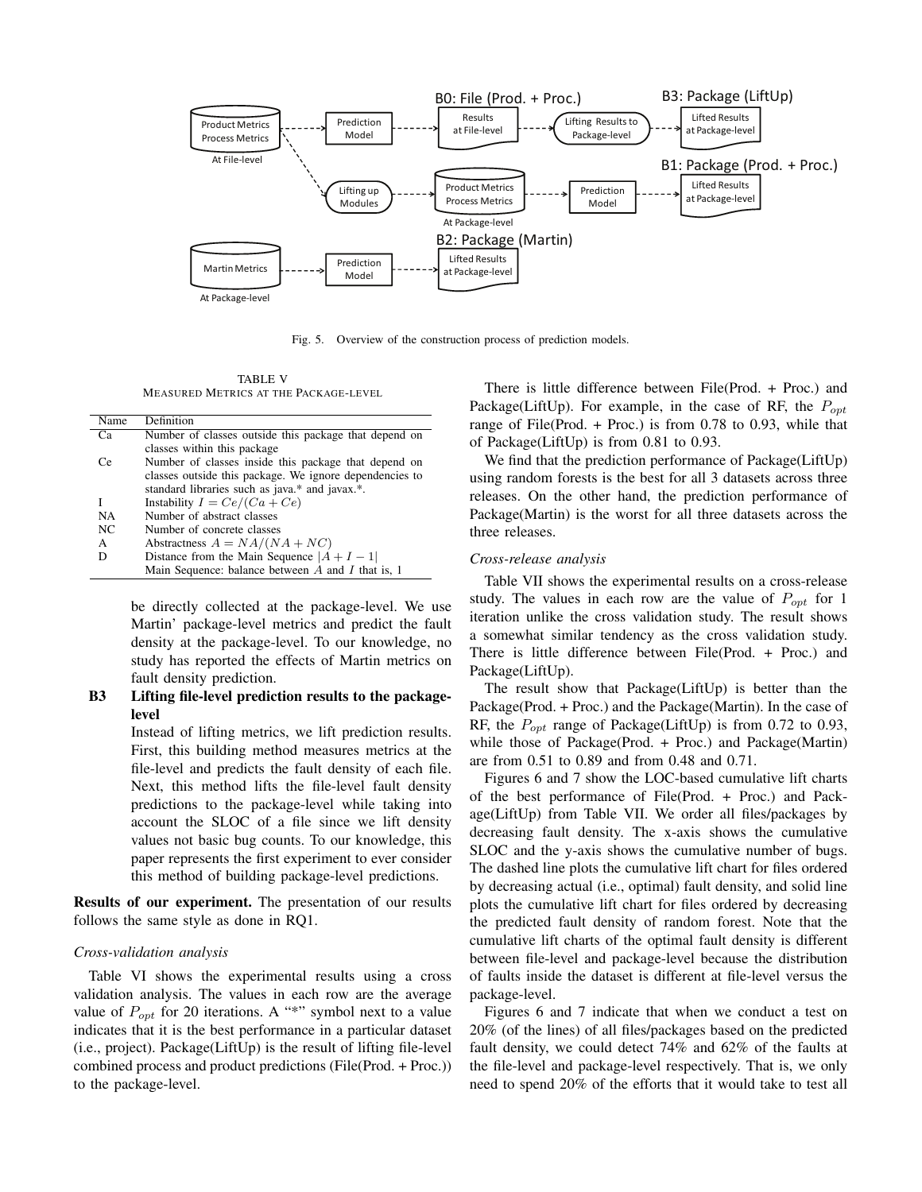Fig. 5. Overview of the construction process of prediction models.

TABLE V
MEASURED METRICS AT THE PACKAGE-LEVEL

| Name | Definition |
|---|---|
| Ca | Number of classes outside this package that depend on classes within this package |
| Ce | Number of classes inside this package that depend on classes outside this package. We ignore dependencies to standard libraries such as java.* and javax.*. |
| I | Instability $I = Ce/(Ca + Ce)$ |
| NA | Number of abstract classes |
| NC | Number of concrete classes |
| A | Abstractness $A = NA/(NA + NC)$ |
| D | Distance from the Main Sequence $\|A + I - 1\|$ Main Sequence: balance between $A$ and $I$ that is, 1 |

be directly collected at the package-level. We use Martin' package-level metrics and predict the fault density at the package-level. To our knowledge, no study has reported the effects of Martin metrics on fault density prediction.

**B3 Lifting file-level prediction results to the package-level**

Instead of lifting metrics, we lift prediction results. First, this building method measures metrics at the file-level and predicts the fault density of each file. Next, this method lifts the file-level fault density predictions to the package-level while taking into account the SLOC of a file since we lift density values not basic bug counts. To our knowledge, this paper represents the first experiment to ever consider this method of building package-level predictions.

**Results of our experiment.** The presentation of our results follows the same style as done in RQ1.

*Cross-validation analysis*

Table VI shows the experimental results using a cross validation analysis. The values in each row are the average value of $P_{opt}$ for 20 iterations. A "*" symbol next to a value indicates that it is the best performance in a particular dataset (i.e., project). Package(LiftUp) is the result of lifting file-level combined process and product predictions (File(Prod. + Proc.)) to the package-level.

There is little difference between File(Prod. + Proc.) and Package(LiftUp). For example, in the case of RF, the $P_{opt}$ range of File(Prod. + Proc.) is from 0.78 to 0.93, while that of Package(LiftUp) is from 0.81 to 0.93.

We find that the prediction performance of Package(LiftUp) using random forests is the best for all 3 datasets across three releases. On the other hand, the prediction performance of Package(Martin) is the worst for all three datasets across the three releases.

*Cross-release analysis*

Table VII shows the experimental results on a cross-release study. The values in each row are the value of $P_{opt}$ for 1 iteration unlike the cross validation study. The result shows a somewhat similar tendency as the cross validation study. There is little difference between File(Prod. + Proc.) and Package(LiftUp).

The result show that Package(LiftUp) is better than the Package(Prod. + Proc.) and the Package(Martin). In the case of RF, the $P_{opt}$ range of Package(LiftUp) is from 0.72 to 0.93, while those of Package(Prod. + Proc.) and Package(Martin) are from 0.51 to 0.89 and from 0.48 and 0.71.

Figures 6 and 7 show the LOC-based cumulative lift charts of the best performance of File(Prod. + Proc.) and Package(LiftUp) from Table VII. We order all files/packages by decreasing fault density. The x-axis shows the cumulative SLOC and the y-axis shows the cumulative number of bugs. The dashed line plots the cumulative lift chart for files ordered by decreasing actual (i.e., optimal) fault density, and solid line plots the cumulative lift chart for files ordered by decreasing the predicted fault density of random forest. Note that the cumulative lift charts of the optimal fault density is different between file-level and package-level because the distribution of faults inside the dataset is different at file-level versus the package-level.

Figures 6 and 7 indicate that when we conduct a test on 20% (of the lines) of all files/packages based on the predicted fault density, we could detect 74% and 62% of the faults at the file-level and package-level respectively. That is, we only need to spend 20% of the efforts that it would take to test all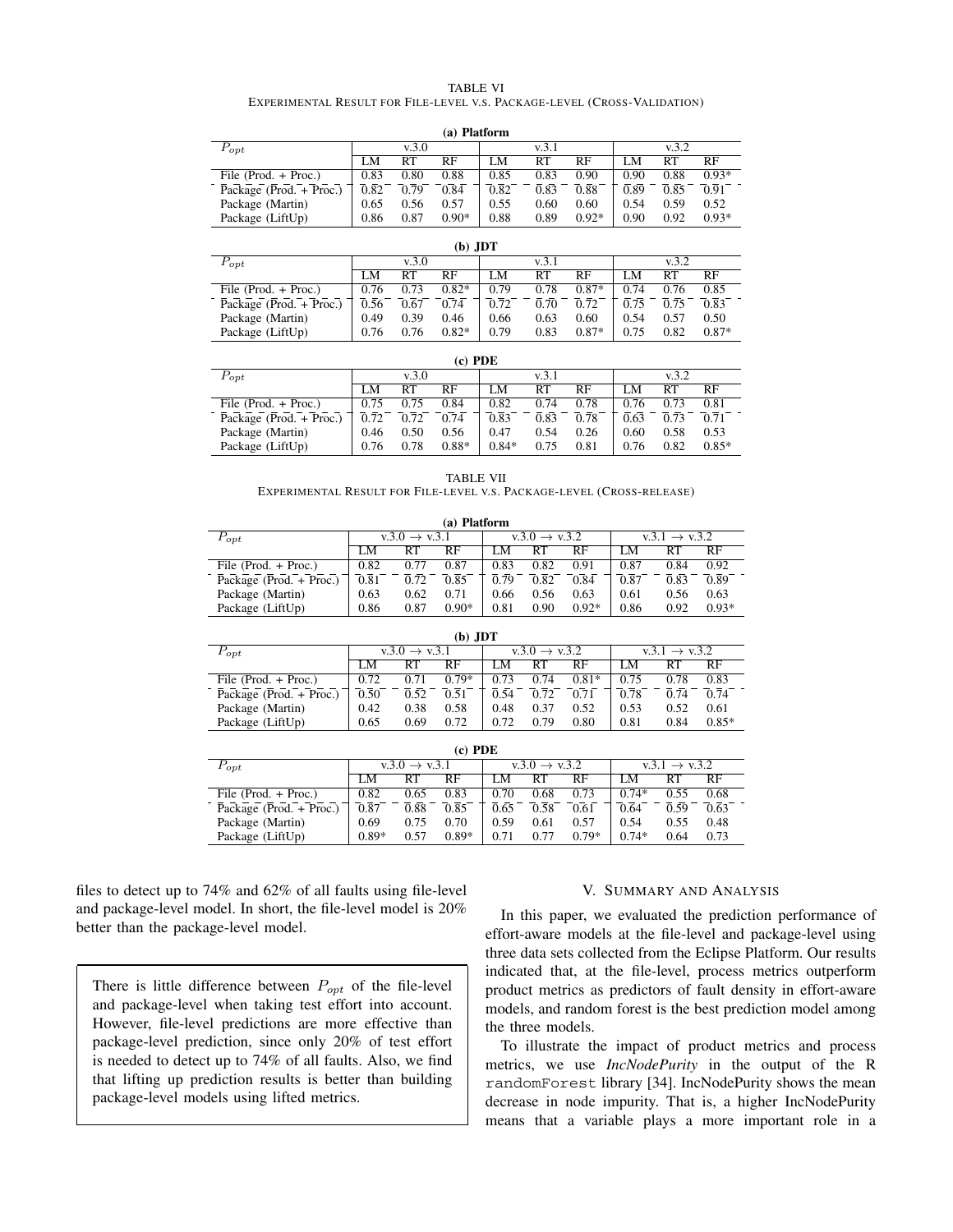TABLE VI
EXPERIMENTAL RESULT FOR FILE-LEVEL V.S. PACKAGE-LEVEL (CROSS-VALIDATION)

**(a) Platform**

| $P_{opt}$ | v.3.0 | | | v.3.1 | | | v.3.2 | | |
|---|---|---|---|---|---|---|---|---|---|
| | LM | RT | RF | LM | RT | RF | LM | RT | RF |
| File (Prod. + Proc.) | 0.83 | 0.80 | 0.88 | 0.85 | 0.83 | 0.90 | 0.90 | 0.88 | 0.93* |
| Package (Prod. + Proc.) | 0.82 | 0.79 | 0.84 | 0.82 | 0.83 | 0.88 | 0.89 | 0.85 | 0.91 |
| Package (Martin) | 0.65 | 0.56 | 0.57 | 0.55 | 0.60 | 0.60 | 0.54 | 0.59 | 0.52 |
| Package (LiftUp) | 0.86 | 0.87 | 0.90* | 0.88 | 0.89 | 0.92* | 0.90 | 0.92 | 0.93* |

**(b) JDT**

| $P_{opt}$ | v.3.0 | | | v.3.1 | | | v.3.2 | | |
|---|---|---|---|---|---|---|---|---|---|
| | LM | RT | RF | LM | RT | RF | LM | RT | RF |
| File (Prod. + Proc.) | 0.76 | 0.73 | 0.82* | 0.79 | 0.78 | 0.87* | 0.74 | 0.76 | 0.85 |
| Package (Prod. + Proc.) | 0.56 | 0.67 | 0.74 | 0.72 | 0.70 | 0.72 | 0.75 | 0.75 | 0.83 |
| Package (Martin) | 0.49 | 0.39 | 0.46 | 0.66 | 0.63 | 0.60 | 0.54 | 0.57 | 0.50 |
| Package (LiftUp) | 0.76 | 0.76 | 0.82* | 0.79 | 0.83 | 0.87* | 0.75 | 0.82 | 0.87* |

**(c) PDE**

| $P_{opt}$ | v.3.0 | | | v.3.1 | | | v.3.2 | | |
|---|---|---|---|---|---|---|---|---|---|
| | LM | RT | RF | LM | RT | RF | LM | RT | RF |
| File (Prod. + Proc.) | 0.75 | 0.75 | 0.84 | 0.82 | 0.74 | 0.78 | 0.76 | 0.73 | 0.81 |
| Package (Prod. + Proc.) | 0.72 | 0.72 | 0.74 | 0.83 | 0.83 | 0.78 | 0.63 | 0.73 | 0.71 |
| Package (Martin) | 0.46 | 0.50 | 0.56 | 0.47 | 0.54 | 0.26 | 0.60 | 0.58 | 0.53 |
| Package (LiftUp) | 0.76 | 0.78 | 0.88* | 0.84* | 0.75 | 0.81 | 0.76 | 0.82 | 0.85* |

TABLE VII
EXPERIMENTAL RESULT FOR FILE-LEVEL V.S. PACKAGE-LEVEL (CROSS-RELEASE)

**(a) Platform**

| $P_{opt}$ | v.3.0 $\rightarrow$ v.3.1 | | | v.3.0 $\rightarrow$ v.3.2 | | | v.3.1 $\rightarrow$ v.3.2 | | |
|---|---|---|---|---|---|---|---|---|---|
| | LM | RT | RF | LM | RT | RF | LM | RT | RF |
| File (Prod. + Proc.) | 0.82 | 0.77 | 0.87 | 0.83 | 0.82 | 0.91 | 0.87 | 0.84 | 0.92 |
| Package (Prod. + Proc.) | 0.81 | 0.72 | 0.85 | 0.79 | 0.82 | 0.84 | 0.87 | 0.83 | 0.89 |
| Package (Martin) | 0.63 | 0.62 | 0.71 | 0.66 | 0.56 | 0.63 | 0.61 | 0.56 | 0.63 |
| Package (LiftUp) | 0.86 | 0.87 | 0.90* | 0.81 | 0.90 | 0.92* | 0.86 | 0.92 | 0.93* |

**(b) JDT**

| $P_{opt}$ | v.3.0 $\rightarrow$ v.3.1 | | | v.3.0 $\rightarrow$ v.3.2 | | | v.3.1 $\rightarrow$ v.3.2 | | |
|---|---|---|---|---|---|---|---|---|---|
| | LM | RT | RF | LM | RT | RF | LM | RT | RF |
| File (Prod. + Proc.) | 0.72 | 0.71 | 0.79* | 0.73 | 0.74 | 0.81* | 0.75 | 0.78 | 0.83 |
| Package (Prod. + Proc.) | 0.50 | 0.52 | 0.51 | 0.54 | 0.72 | 0.71 | 0.78 | 0.74 | 0.74 |
| Package (Martin) | 0.42 | 0.38 | 0.58 | 0.48 | 0.37 | 0.52 | 0.53 | 0.52 | 0.61 |
| Package (LiftUp) | 0.65 | 0.69 | 0.72 | 0.72 | 0.79 | 0.80 | 0.81 | 0.84 | 0.85* |

**(c) PDE**

| $P_{opt}$ | v.3.0 $\rightarrow$ v.3.1 | | | v.3.0 $\rightarrow$ v.3.2 | | | v.3.1 $\rightarrow$ v.3.2 | | |
|---|---|---|---|---|---|---|---|---|---|
| | LM | RT | RF | LM | RT | RF | LM | RT | RF |
| File (Prod. + Proc.) | 0.82 | 0.65 | 0.83 | 0.70 | 0.68 | 0.73 | 0.74* | 0.55 | 0.68 |
| Package (Prod. + Proc.) | 0.87 | 0.88 | 0.85 | 0.65 | 0.58 | 0.61 | 0.64 | 0.59 | 0.63 |
| Package (Martin) | 0.69 | 0.75 | 0.70 | 0.59 | 0.61 | 0.57 | 0.54 | 0.55 | 0.48 |
| Package (LiftUp) | 0.89* | 0.57 | 0.89* | 0.71 | 0.77 | 0.79* | 0.74* | 0.64 | 0.73 |

files to detect up to 74% and 62% of all faults using file-level and package-level model. In short, the file-level model is 20% better than the package-level model.

> There is little difference between $P_{opt}$ of the file-level and package-level when taking test effort into account. However, file-level predictions are more effective than package-level prediction, since only 20% of test effort is needed to detect up to 74% of all faults. Also, we find that lifting up prediction results is better than building package-level models using lifted metrics.

## V. SUMMARY AND ANALYSIS

In this paper, we evaluated the prediction performance of effort-aware models at the file-level and package-level using three data sets collected from the Eclipse Platform. Our results indicated that, at the file-level, process metrics outperform product metrics as predictors of fault density in effort-aware models, and random forest is the best prediction model among the three models.

To illustrate the impact of product metrics and process metrics, we use *IncNodePurity* in the output of the R `randomForest` library [34]. IncNodePurity shows the mean decrease in node impurity. That is, a higher IncNodePurity means that a variable plays a more important role in a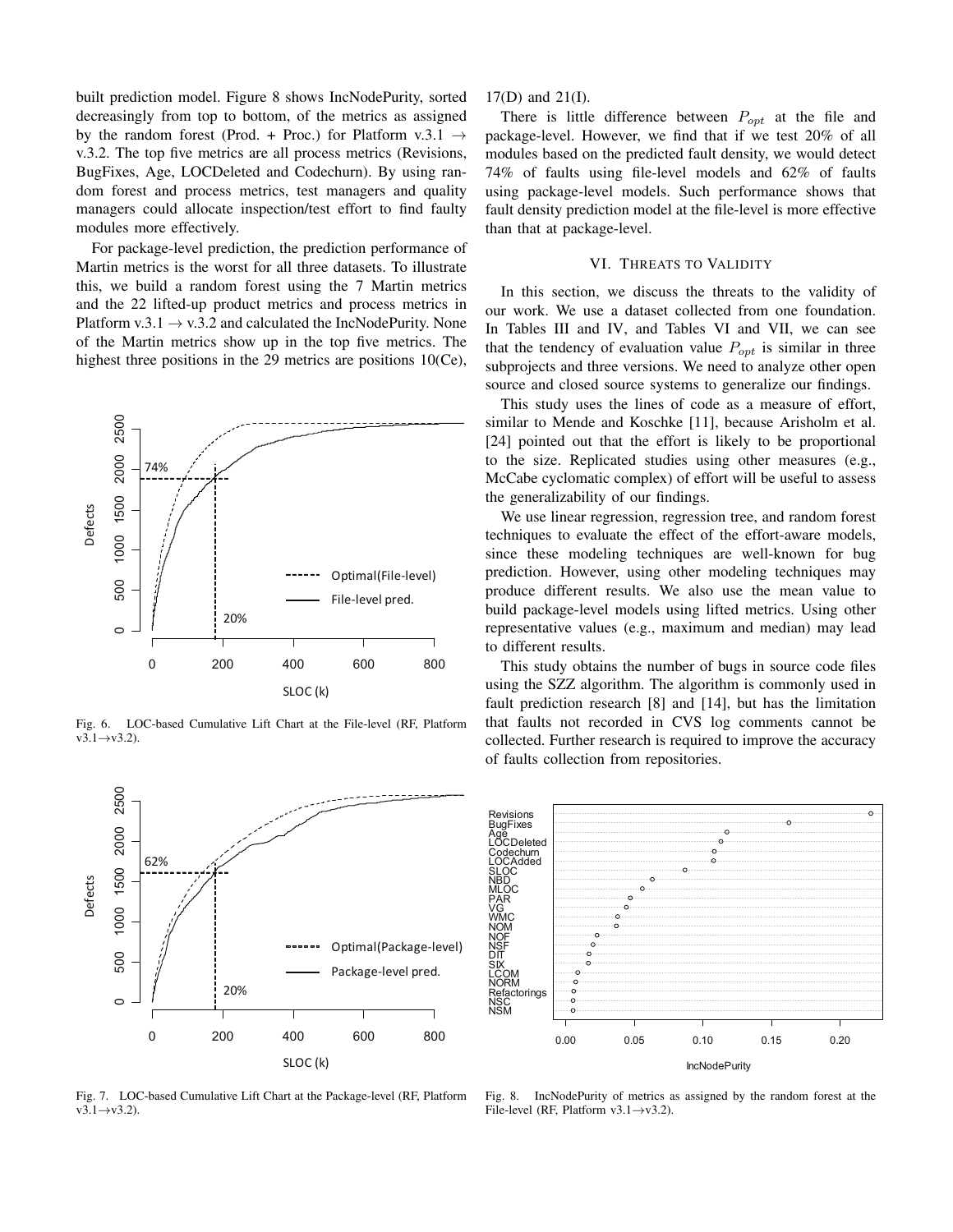built prediction model. Figure 8 shows IncNodePurity, sorted decreasingly from top to bottom, of the metrics as assigned by the random forest (Prod. + Proc.) for Platform v.3.1 → v.3.2. The top five metrics are all process metrics (Revisions, BugFixes, Age, LOCDeleted and Codechurn). By using random forest and process metrics, test managers and quality managers could allocate inspection/test effort to find faulty modules more effectively.

For package-level prediction, the prediction performance of Martin metrics is the worst for all three datasets. To illustrate this, we build a random forest using the 7 Martin metrics and the 22 lifted-up product metrics and process metrics in Platform v.3.1 → v.3.2 and calculated the IncNodePurity. None of the Martin metrics show up in the top five metrics. The highest three positions in the 29 metrics are positions 10(Ce), 17(D) and 21(I).

There is little difference between $P_{opt}$ at the file and package-level. However, we find that if we test 20% of all modules based on the predicted fault density, we would detect 74% of faults using file-level models and 62% of faults using package-level models. Such performance shows that fault density prediction model at the file-level is more effective than that at package-level.

Fig. 6. LOC-based Cumulative Lift Chart at the File-level (RF, Platform v3.1→v3.2).

Fig. 7. LOC-based Cumulative Lift Chart at the Package-level (RF, Platform v3.1→v3.2).

## VI. Threats to Validity

In this section, we discuss the threats to the validity of our work. We use a dataset collected from one foundation. In Tables III and IV, and Tables VI and VII, we can see that the tendency of evaluation value $P_{opt}$ is similar in three subprojects and three versions. We need to analyze other open source and closed source systems to generalize our findings.

This study uses the lines of code as a measure of effort, similar to Mende and Koschke [11], because Arisholm et al. [24] pointed out that the effort is likely to be proportional to the size. Replicated studies using other measures (e.g., McCabe cyclomatic complex) of effort will be useful to assess the generalizability of our findings.

We use linear regression, regression tree, and random forest techniques to evaluate the effect of the effort-aware models, since these modeling techniques are well-known for bug prediction. However, using other modeling techniques may produce different results. We also use the mean value to build package-level models using lifted metrics. Using other representative values (e.g., maximum and median) may lead to different results.

This study obtains the number of bugs in source code files using the SZZ algorithm. The algorithm is commonly used in fault prediction research [8] and [14], but has the limitation that faults not recorded in CVS log comments cannot be collected. Further research is required to improve the accuracy of faults collection from repositories.

Fig. 8. IncNodePurity of metrics as assigned by the random forest at the File-level (RF, Platform v3.1→v3.2).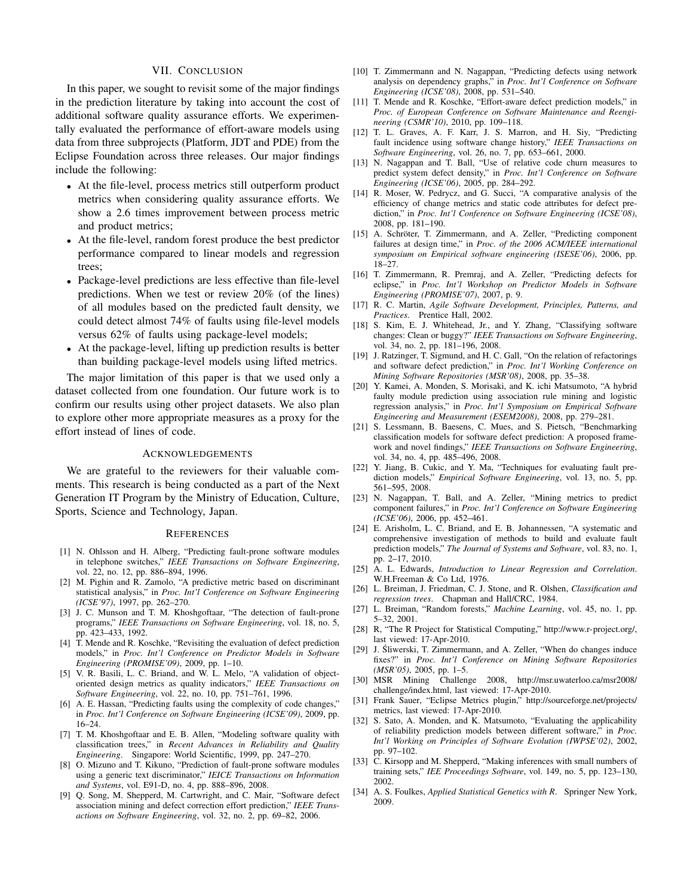## VII. Conclusion

In this paper, we sought to revisit some of the major findings in the prediction literature by taking into account the cost of additional software quality assurance efforts. We experimentally evaluated the performance of effort-aware models using data from three subprojects (Platform, JDT and PDE) from the Eclipse Foundation across three releases. Our major findings include the following:

- At the file-level, process metrics still outperform product metrics when considering quality assurance efforts. We show a 2.6 times improvement between process metric and product metrics;
- At the file-level, random forest produce the best predictor performance compared to linear models and regression trees;
- Package-level predictions are less effective than file-level predictions. When we test or review 20% (of the lines) of all modules based on the predicted fault density, we could detect almost 74% of faults using file-level models versus 62% of faults using package-level models;
- At the package-level, lifting up prediction results is better than building package-level models using lifted metrics.

The major limitation of this paper is that we used only a dataset collected from one foundation. Our future work is to confirm our results using other project datasets. We also plan to explore other more appropriate measures as a proxy for the effort instead of lines of code.

## Acknowledgements

We are grateful to the reviewers for their valuable comments. This research is being conducted as a part of the Next Generation IT Program by the Ministry of Education, Culture, Sports, Science and Technology, Japan.

## References

[1] N. Ohlsson and H. Alberg, "Predicting fault-prone software modules in telephone switches," *IEEE Transactions on Software Engineering*, vol. 22, no. 12, pp. 886–894, 1996.

[2] M. Pighin and R. Zamolo, "A predictive metric based on discriminant statistical analysis," in *Proc. Int'l Conference on Software Engineering (ICSE'97)*, 1997, pp. 262–270.

[3] J. C. Munson and T. M. Khoshgoftaar, "The detection of fault-prone programs," *IEEE Transactions on Software Engineering*, vol. 18, no. 5, pp. 423–433, 1992.

[4] T. Mende and R. Koschke, "Revisiting the evaluation of defect prediction models," in *Proc. Int'l Conference on Predictor Models in Software Engineering (PROMISE'09)*, 2009, pp. 1–10.

[5] V. R. Basili, L. C. Briand, and W. L. Melo, "A validation of object-oriented design metrics as quality indicators," *IEEE Transactions on Software Engineering*, vol. 22, no. 10, pp. 751–761, 1996.

[6] A. E. Hassan, "Predicting faults using the complexity of code changes," in *Proc. Int'l Conference on Software Engineering (ICSE'09)*, 2009, pp. 16–24.

[7] T. M. Khoshgoftaar and E. B. Allen, "Modeling software quality with classification trees," in *Recent Advances in Reliability and Quality Engineering*. Singapore: World Scientific, 1999, pp. 247–270.

[8] O. Mizuno and T. Kikuno, "Prediction of fault-prone software modules using a generic text discriminator," *IEICE Transactions on Information and Systems*, vol. E91-D, no. 4, pp. 888–896, 2008.

[9] Q. Song, M. Shepperd, M. Cartwright, and C. Mair, "Software defect association mining and defect correction effort prediction," *IEEE Transactions on Software Engineering*, vol. 32, no. 2, pp. 69–82, 2006.

[10] T. Zimmermann and N. Nagappan, "Predicting defects using network analysis on dependency graphs," in *Proc. Int'l Conference on Software Engineering (ICSE'08)*, 2008, pp. 531–540.

[11] T. Mende and R. Koschke, "Effort-aware defect prediction models," in *Proc. of European Conference on Software Maintenance and Reengineering (CSMR'10)*, 2010, pp. 109–118.

[12] T. L. Graves, A. F. Karr, J. S. Marron, and H. Siy, "Predicting fault incidence using software change history," *IEEE Transactions on Software Engineering*, vol. 26, no. 7, pp. 653–661, 2000.

[13] N. Nagappan and T. Ball, "Use of relative code churn measures to predict system defect density," in *Proc. Int'l Conference on Software Engineering (ICSE'06)*, 2005, pp. 284–292.

[14] R. Moser, W. Pedrycz, and G. Succi, "A comparative analysis of the efficiency of change metrics and static code attributes for defect prediction," in *Proc. Int'l Conference on Software Engineering (ICSE'08)*, 2008, pp. 181–190.

[15] A. Schröter, T. Zimmermann, and A. Zeller, "Predicting component failures at design time," in *Proc. of the 2006 ACM/IEEE international symposium on Empirical software engineering (ISESE'06)*, 2006, pp. 18–27.

[16] T. Zimmermann, R. Premraj, and A. Zeller, "Predicting defects for eclipse," in *Proc. Int'l Workshop on Predictor Models in Software Engineering (PROMISE'07)*, 2007, p. 9.

[17] R. C. Martin, *Agile Software Development, Principles, Patterns, and Practices*. Prentice Hall, 2002.

[18] S. Kim, E. J. Whitehead, Jr., and Y. Zhang, "Classifying software changes: Clean or buggy?" *IEEE Transactions on Software Engineering*, vol. 34, no. 2, pp. 181–196, 2008.

[19] J. Ratzinger, T. Sigmund, and H. C. Gall, "On the relation of refactorings and software defect prediction," in *Proc. Int'l Working Conference on Mining Software Repositories (MSR'08)*, 2008, pp. 35–38.

[20] Y. Kamei, A. Monden, S. Morisaki, and K. ichi Matsumoto, "A hybrid faulty module prediction using association rule mining and logistic regression analysis," in *Proc. Int'l Symposium on Empirical Software Engineering and Measurement (ESEM2008)*, 2008, pp. 279–281.

[21] S. Lessmann, B. Baesens, C. Mues, and S. Pietsch, "Benchmarking classification models for software defect prediction: A proposed framework and novel findings," *IEEE Transactions on Software Engineering*, vol. 34, no. 4, pp. 485–496, 2008.

[22] Y. Jiang, B. Cukic, and Y. Ma, "Techniques for evaluating fault prediction models," *Empirical Software Engineering*, vol. 13, no. 5, pp. 561–595, 2008.

[23] N. Nagappan, T. Ball, and A. Zeller, "Mining metrics to predict component failures," in *Proc. Int'l Conference on Software Engineering (ICSE'06)*, 2006, pp. 452–461.

[24] E. Arisholm, L. C. Briand, and E. B. Johannessen, "A systematic and comprehensive investigation of methods to build and evaluate fault prediction models," *The Journal of Systems and Software*, vol. 83, no. 1, pp. 2–17, 2010.

[25] A. L. Edwards, *Introduction to Linear Regression and Correlation*. W.H.Freeman & Co Ltd, 1976.

[26] L. Breiman, J. Friedman, C. J. Stone, and R. Olshen, *Classification and regression trees*. Chapman and Hall/CRC, 1984.

[27] L. Breiman, "Random forests," *Machine Learning*, vol. 45, no. 1, pp. 5–32, 2001.

[28] R, "The R Project for Statistical Computing," http://www.r-project.org/, last viewed: 17-Apr-2010.

[29] J. Śliwerski, T. Zimmermann, and A. Zeller, "When do changes induce fixes?" in *Proc. Int'l Conference on Mining Software Repositories (MSR'05)*, 2005, pp. 1–5.

[30] MSR Mining Challenge 2008, http://msr.uwaterloo.ca/msr2008/challenge/index.html, last viewed: 17-Apr-2010.

[31] Frank Sauer, "Eclipse Metrics plugin," http://sourceforge.net/projects/metrics, last viewed: 17-Apr-2010.

[32] S. Sato, A. Monden, and K. Matsumoto, "Evaluating the applicability of reliability prediction models between different software," in *Proc. Int'l Working on Principles of Software Evolution (IWPSE'02)*, 2002, pp. 97–102.

[33] C. Kirsopp and M. Shepperd, "Making inferences with small numbers of training sets," *IEE Proceedings Software*, vol. 149, no. 5, pp. 123–130, 2002.

[34] A. S. Foulkes, *Applied Statistical Genetics with R*. Springer New York, 2009.